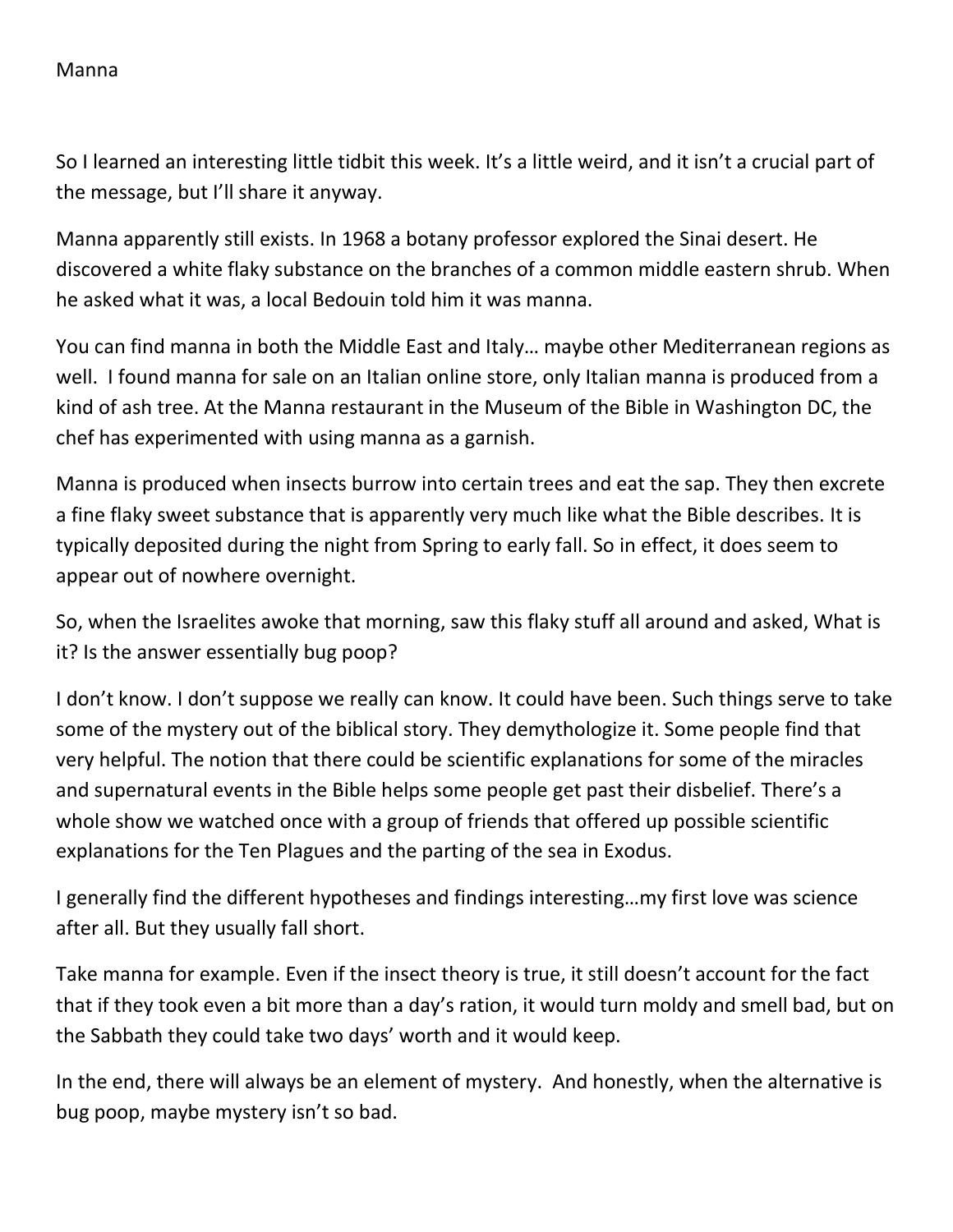# Manna

So I learned an interesting little tidbit this week. It's a little weird, and it isn't a crucial part of the message, but I'll share it anyway.

Manna apparently still exists. In 1968 a botany professor explored the Sinai desert. He discovered a white flaky substance on the branches of a common middle eastern shrub. When he asked what it was, a local Bedouin told him it was manna.

You can find manna in both the Middle East and Italy… maybe other Mediterranean regions as well. I found manna for sale on an Italian online store, only Italian manna is produced from a kind of ash tree. At the Manna restaurant in the Museum of the Bible in Washington DC, the chef has experimented with using manna as a garnish.

Manna is produced when insects burrow into certain trees and eat the sap. They then excrete a fine flaky sweet substance that is apparently very much like what the Bible describes. It is typically deposited during the night from Spring to early fall. So in effect, it does seem to appear out of nowhere overnight.

So, when the Israelites awoke that morning, saw this flaky stuff all around and asked, What is it? Is the answer essentially bug poop?

I don't know. I don't suppose we really can know. It could have been. Such things serve to take some of the mystery out of the biblical story. They demythologize it. Some people find that very helpful. The notion that there could be scientific explanations for some of the miracles and supernatural events in the Bible helps some people get past their disbelief. There's a whole show we watched once with a group of friends that offered up possible scientific explanations for the Ten Plagues and the parting of the sea in Exodus.

I generally find the different hypotheses and findings interesting…my first love was science after all. But they usually fall short.

Take manna for example. Even if the insect theory is true, it still doesn't account for the fact that if they took even a bit more than a day's ration, it would turn moldy and smell bad, but on the Sabbath they could take two days' worth and it would keep.

In the end, there will always be an element of mystery. And honestly, when the alternative is bug poop, maybe mystery isn't so bad.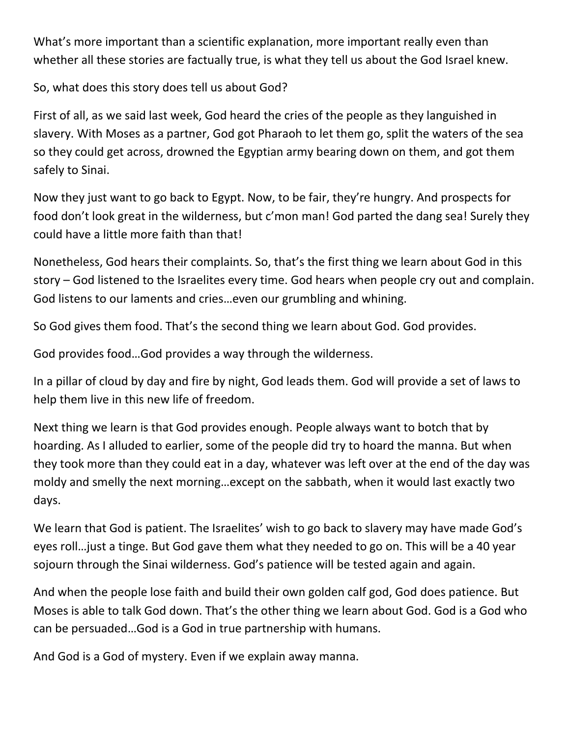What's more important than a scientific explanation, more important really even than whether all these stories are factually true, is what they tell us about the God Israel knew.

So, what does this story does tell us about God?

First of all, as we said last week, God heard the cries of the people as they languished in slavery. With Moses as a partner, God got Pharaoh to let them go, split the waters of the sea so they could get across, drowned the Egyptian army bearing down on them, and got them safely to Sinai.

Now they just want to go back to Egypt. Now, to be fair, they're hungry. And prospects for food don't look great in the wilderness, but c'mon man! God parted the dang sea! Surely they could have a little more faith than that!

Nonetheless, God hears their complaints. So, that's the first thing we learn about God in this story – God listened to the Israelites every time. God hears when people cry out and complain. God listens to our laments and cries…even our grumbling and whining.

So God gives them food. That's the second thing we learn about God. God provides.

God provides food…God provides a way through the wilderness.

In a pillar of cloud by day and fire by night, God leads them. God will provide a set of laws to help them live in this new life of freedom.

Next thing we learn is that God provides enough. People always want to botch that by hoarding. As I alluded to earlier, some of the people did try to hoard the manna. But when they took more than they could eat in a day, whatever was left over at the end of the day was moldy and smelly the next morning…except on the sabbath, when it would last exactly two days.

We learn that God is patient. The Israelites' wish to go back to slavery may have made God's eyes roll…just a tinge. But God gave them what they needed to go on. This will be a 40 year sojourn through the Sinai wilderness. God's patience will be tested again and again.

And when the people lose faith and build their own golden calf god, God does patience. But Moses is able to talk God down. That's the other thing we learn about God. God is a God who can be persuaded…God is a God in true partnership with humans.

And God is a God of mystery. Even if we explain away manna.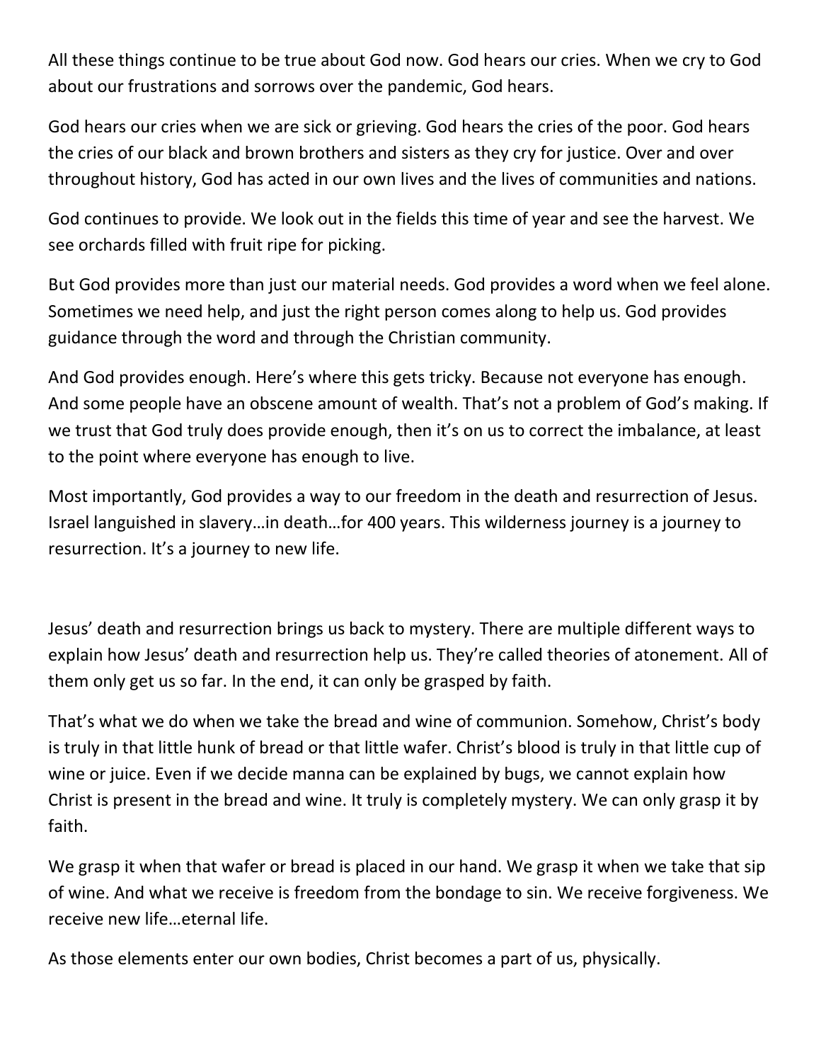All these things continue to be true about God now. God hears our cries. When we cry to God about our frustrations and sorrows over the pandemic, God hears.

God hears our cries when we are sick or grieving. God hears the cries of the poor. God hears the cries of our black and brown brothers and sisters as they cry for justice. Over and over throughout history, God has acted in our own lives and the lives of communities and nations.

God continues to provide. We look out in the fields this time of year and see the harvest. We see orchards filled with fruit ripe for picking.

But God provides more than just our material needs. God provides a word when we feel alone. Sometimes we need help, and just the right person comes along to help us. God provides guidance through the word and through the Christian community.

And God provides enough. Here's where this gets tricky. Because not everyone has enough. And some people have an obscene amount of wealth. That's not a problem of God's making. If we trust that God truly does provide enough, then it's on us to correct the imbalance, at least to the point where everyone has enough to live.

Most importantly, God provides a way to our freedom in the death and resurrection of Jesus. Israel languished in slavery…in death…for 400 years. This wilderness journey is a journey to resurrection. It's a journey to new life.

Jesus' death and resurrection brings us back to mystery. There are multiple different ways to explain how Jesus' death and resurrection help us. They're called theories of atonement. All of them only get us so far. In the end, it can only be grasped by faith.

That's what we do when we take the bread and wine of communion. Somehow, Christ's body is truly in that little hunk of bread or that little wafer. Christ's blood is truly in that little cup of wine or juice. Even if we decide manna can be explained by bugs, we cannot explain how Christ is present in the bread and wine. It truly is completely mystery. We can only grasp it by faith.

We grasp it when that wafer or bread is placed in our hand. We grasp it when we take that sip of wine. And what we receive is freedom from the bondage to sin. We receive forgiveness. We receive new life…eternal life.

As those elements enter our own bodies, Christ becomes a part of us, physically.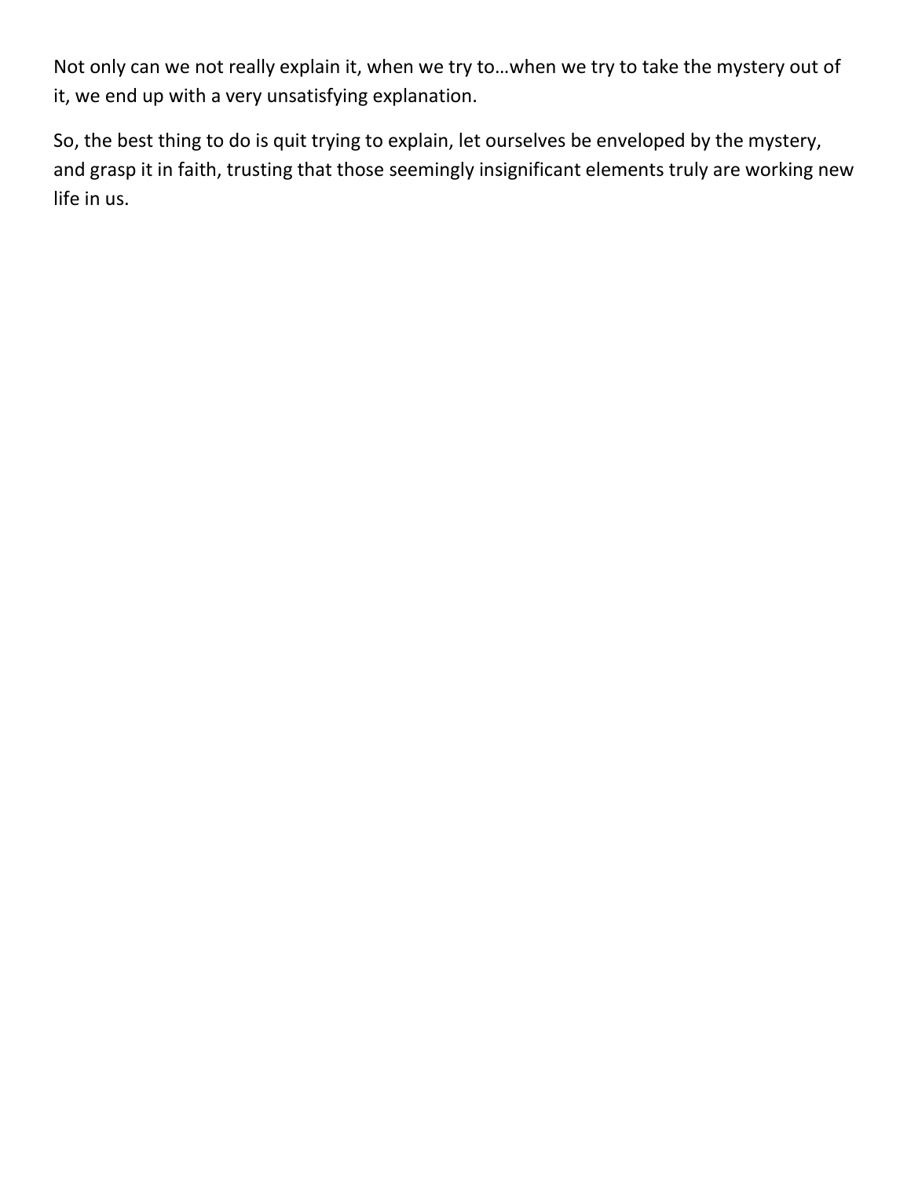Not only can we not really explain it, when we try to…when we try to take the mystery out of it, we end up with a very unsatisfying explanation.

So, the best thing to do is quit trying to explain, let ourselves be enveloped by the mystery, and grasp it in faith, trusting that those seemingly insignificant elements truly are working new life in us.